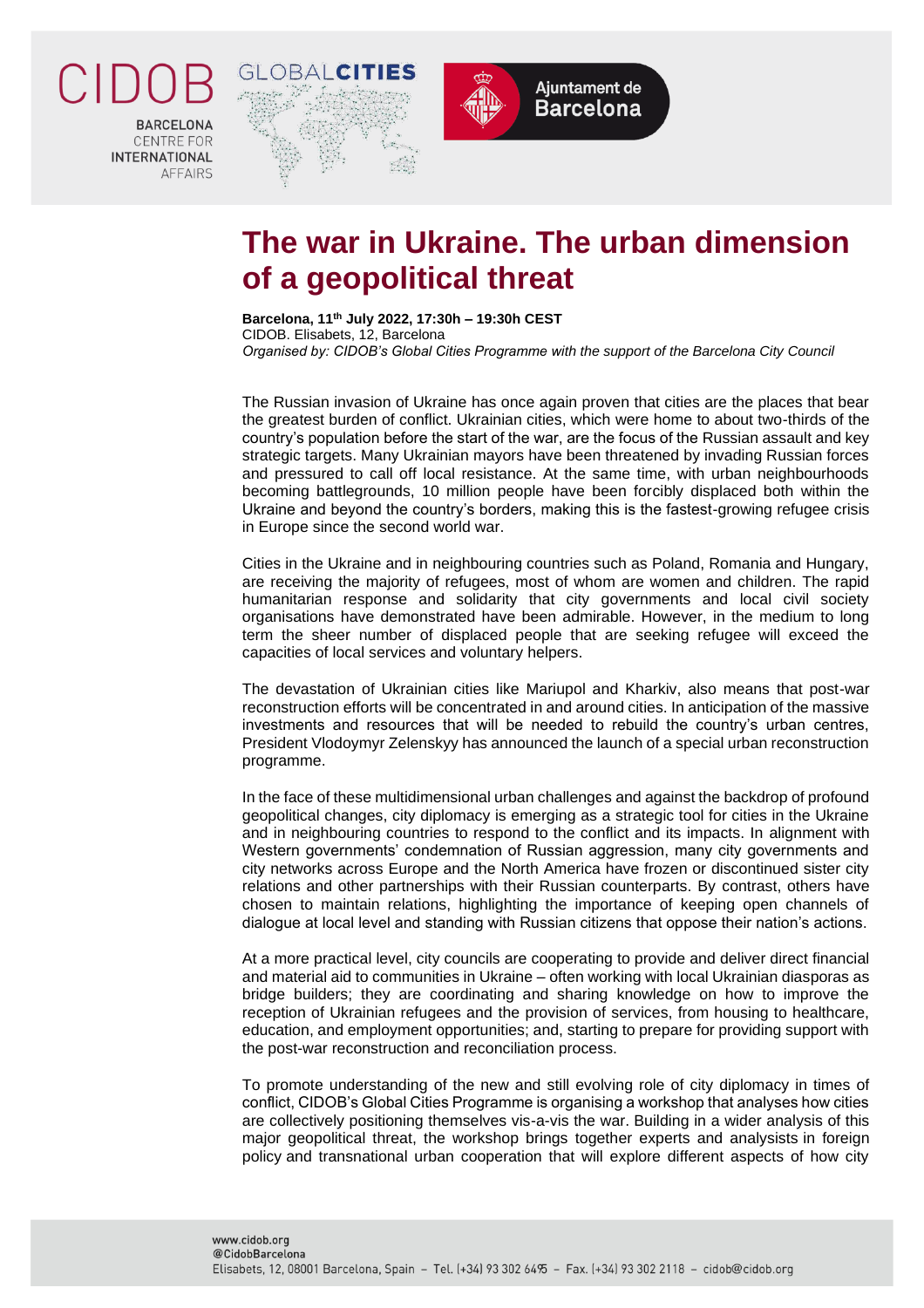# The war in Ukraine. The urban dimension of a geopolitical threat

**Barcelona, 11th July 2022, 17:30h – 19:30h CEST**
CIDOB. Elisabets, 12, Barcelona
*Organised by: CIDOB's Global Cities Programme with the support of the Barcelona City Council*

The Russian invasion of Ukraine has once again proven that cities are the places that bear the greatest burden of conflict. Ukrainian cities, which were home to about two-thirds of the country's population before the start of the war, are the focus of the Russian assault and key strategic targets. Many Ukrainian mayors have been threatened by invading Russian forces and pressured to call off local resistance. At the same time, with urban neighbourhoods becoming battlegrounds, 10 million people have been forcibly displaced both within the Ukraine and beyond the country's borders, making this is the fastest-growing refugee crisis in Europe since the second world war.

Cities in the Ukraine and in neighbouring countries such as Poland, Romania and Hungary, are receiving the majority of refugees, most of whom are women and children. The rapid humanitarian response and solidarity that city governments and local civil society organisations have demonstrated have been admirable. However, in the medium to long term the sheer number of displaced people that are seeking refugee will exceed the capacities of local services and voluntary helpers.

The devastation of Ukrainian cities like Mariupol and Kharkiv, also means that post-war reconstruction efforts will be concentrated in and around cities. In anticipation of the massive investments and resources that will be needed to rebuild the country's urban centres, President Vlodoymyr Zelenskyy has announced the launch of a special urban reconstruction programme.

In the face of these multidimensional urban challenges and against the backdrop of profound geopolitical changes, city diplomacy is emerging as a strategic tool for cities in the Ukraine and in neighbouring countries to respond to the conflict and its impacts. In alignment with Western governments' condemnation of Russian aggression, many city governments and city networks across Europe and the North America have frozen or discontinued sister city relations and other partnerships with their Russian counterparts. By contrast, others have chosen to maintain relations, highlighting the importance of keeping open channels of dialogue at local level and standing with Russian citizens that oppose their nation's actions.

At a more practical level, city councils are cooperating to provide and deliver direct financial and material aid to communities in Ukraine – often working with local Ukrainian diasporas as bridge builders; they are coordinating and sharing knowledge on how to improve the reception of Ukrainian refugees and the provision of services, from housing to healthcare, education, and employment opportunities; and, starting to prepare for providing support with the post-war reconstruction and reconciliation process.

To promote understanding of the new and still evolving role of city diplomacy in times of conflict, CIDOB's Global Cities Programme is organising a workshop that analyses how cities are collectively positioning themselves vis-a-vis the war. Building in a wider analysis of this major geopolitical threat, the workshop brings together experts and analysists in foreign policy and transnational urban cooperation that will explore different aspects of how city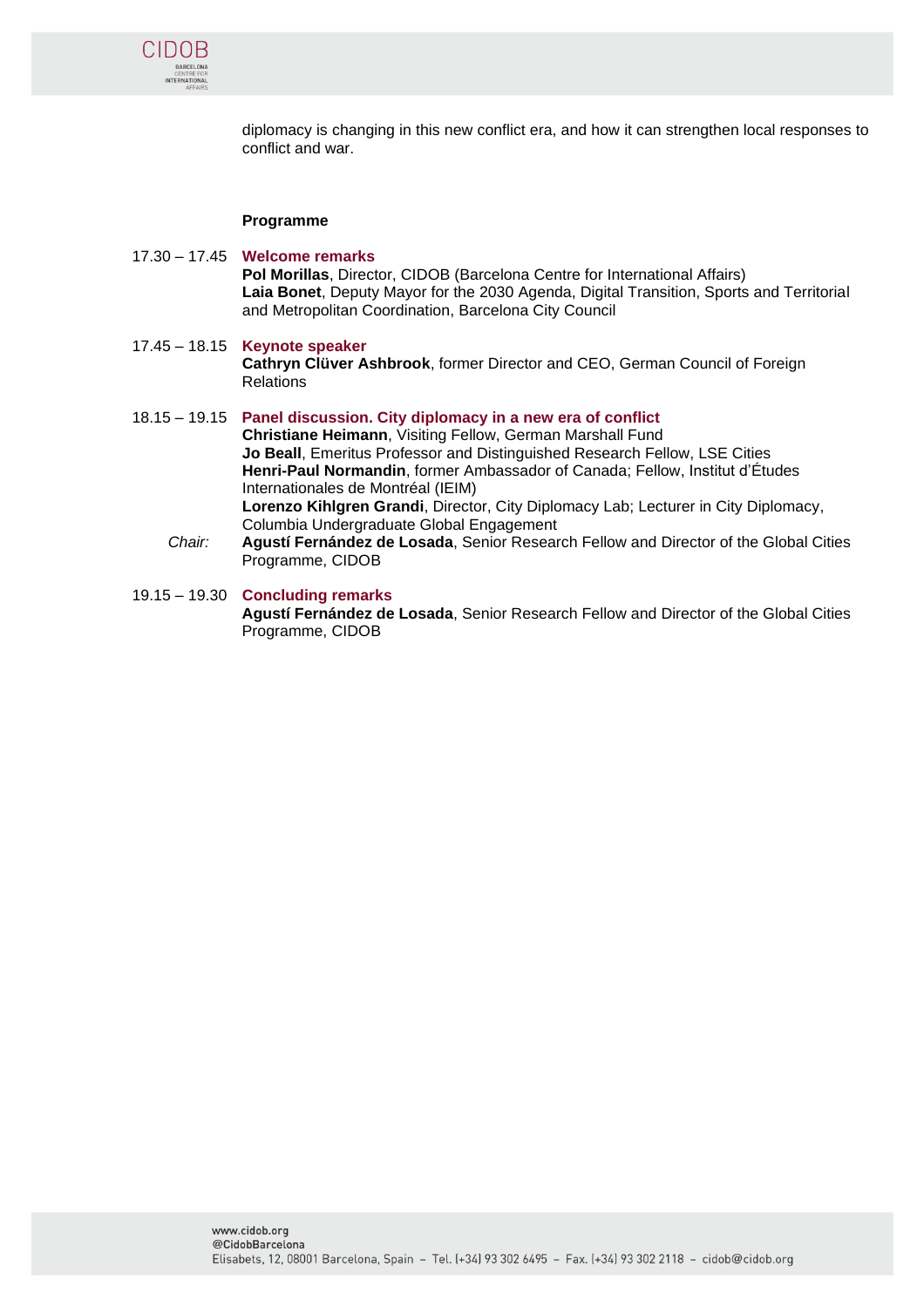diplomacy is changing in this new conflict era, and how it can strengthen local responses to conflict and war.

**Programme**

17.30 – 17.45 **Welcome remarks**
**Pol Morillas**, Director, CIDOB (Barcelona Centre for International Affairs)
**Laia Bonet**, Deputy Mayor for the 2030 Agenda, Digital Transition, Sports and Territorial and Metropolitan Coordination, Barcelona City Council

17.45 – 18.15 **Keynote speaker**
**Cathryn Clüver Ashbrook**, former Director and CEO, German Council of Foreign Relations

18.15 – 19.15 **Panel discussion. City diplomacy in a new era of conflict**
**Christiane Heimann**, Visiting Fellow, German Marshall Fund
**Jo Beall**, Emeritus Professor and Distinguished Research Fellow, LSE Cities
**Henri-Paul Normandin**, former Ambassador of Canada; Fellow, Institut d'Études Internationales de Montréal (IEIM)
**Lorenzo Kihlgren Grandi**, Director, City Diplomacy Lab; Lecturer in City Diplomacy, Columbia Undergraduate Global Engagement
*Chair:* **Agustí Fernández de Losada**, Senior Research Fellow and Director of the Global Cities Programme, CIDOB

19.15 – 19.30 **Concluding remarks**
**Agustí Fernández de Losada**, Senior Research Fellow and Director of the Global Cities Programme, CIDOB